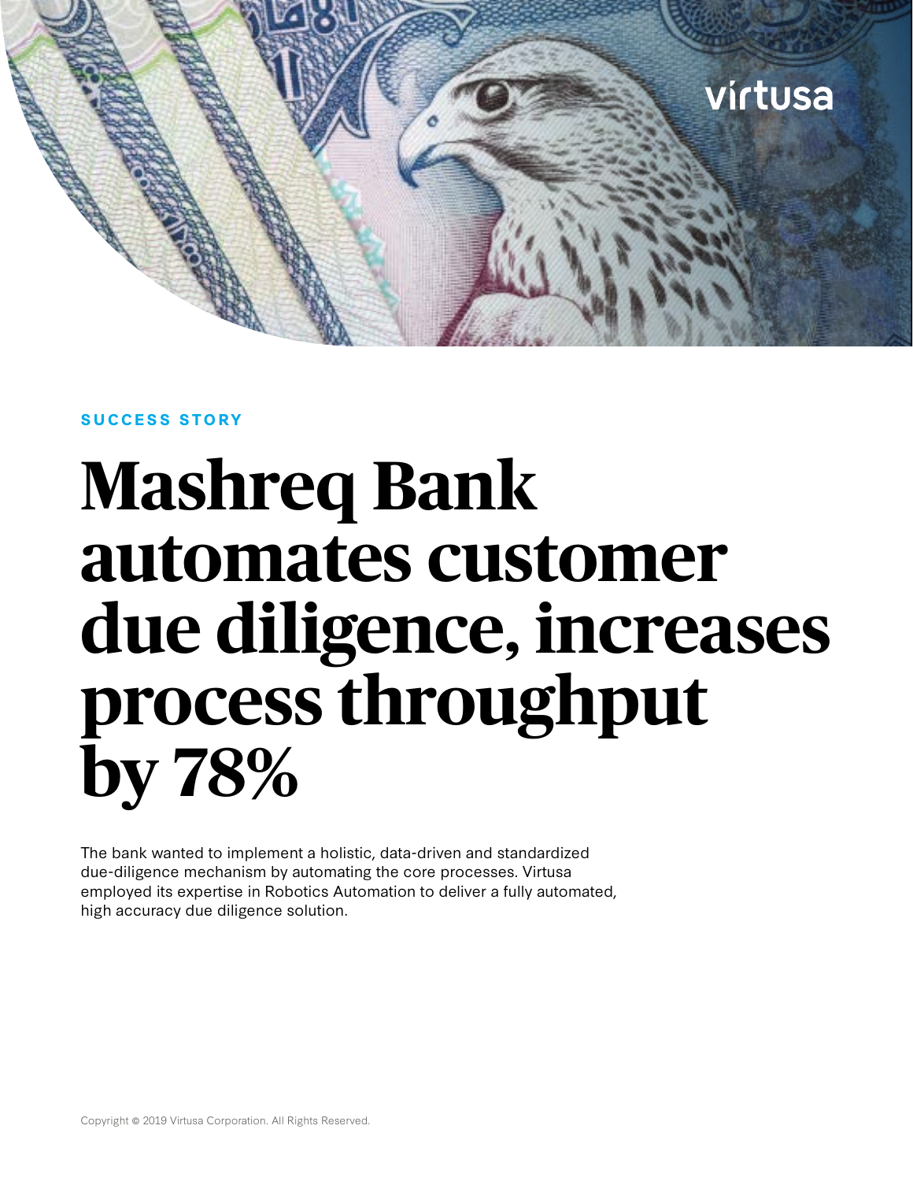SUCCESS STORY

# Mashreq Bank automates customer due diligence, increases process throughput by 78%

The bank wanted to implement a holistic, data-driven and standardized due-diligence mechanism by automating the core processes. Virtusa employed its expertise in Robotics Automation to deliver a fully automated, high accuracy due diligence solution.

Copyright © 2019 Virtusa Corporation. All Rights Reserved.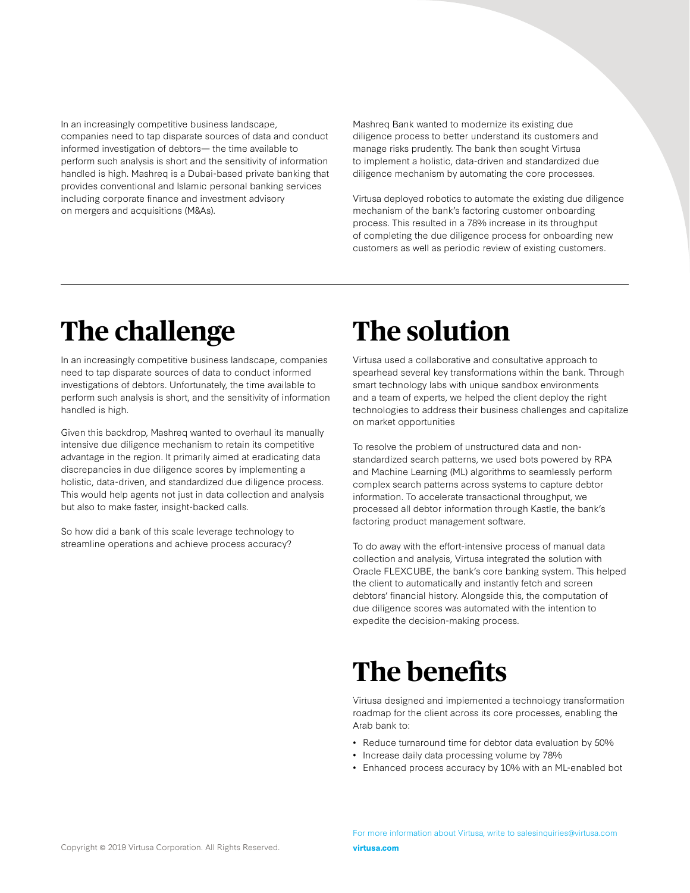In an increasingly competitive business landscape, companies need to tap disparate sources of data and conduct informed investigation of debtors— the time available to perform such analysis is short and the sensitivity of information handled is high. Mashreq is a Dubai-based private banking that provides conventional and Islamic personal banking services including corporate finance and investment advisory on mergers and acquisitions (M&As).

Mashreq Bank wanted to modernize its existing due diligence process to better understand its customers and manage risks prudently. The bank then sought Virtusa to implement a holistic, data-driven and standardized due diligence mechanism by automating the core processes.

Virtusa deployed robotics to automate the existing due diligence mechanism of the bank's factoring customer onboarding process. This resulted in a 78% increase in its throughput of completing the due diligence process for onboarding new customers as well as periodic review of existing customers.

# The challenge

In an increasingly competitive business landscape, companies need to tap disparate sources of data to conduct informed investigations of debtors. Unfortunately, the time available to perform such analysis is short, and the sensitivity of information handled is high.

Given this backdrop, Mashreq wanted to overhaul its manually intensive due diligence mechanism to retain its competitive advantage in the region. It primarily aimed at eradicating data discrepancies in due diligence scores by implementing a holistic, data-driven, and standardized due diligence process. This would help agents not just in data collection and analysis but also to make faster, insight-backed calls.

So how did a bank of this scale leverage technology to streamline operations and achieve process accuracy?

# The solution

Virtusa used a collaborative and consultative approach to spearhead several key transformations within the bank. Through smart technology labs with unique sandbox environments and a team of experts, we helped the client deploy the right technologies to address their business challenges and capitalize on market opportunities

To resolve the problem of unstructured data and non-standardized search patterns, we used bots powered by RPA and Machine Learning (ML) algorithms to seamlessly perform complex search patterns across systems to capture debtor information. To accelerate transactional throughput, we processed all debtor information through Kastle, the bank's factoring product management software.

To do away with the effort-intensive process of manual data collection and analysis, Virtusa integrated the solution with Oracle FLEXCUBE, the bank's core banking system. This helped the client to automatically and instantly fetch and screen debtors' financial history. Alongside this, the computation of due diligence scores was automated with the intention to expedite the decision-making process.

# The benefits

Virtusa designed and implemented a technology transformation roadmap for the client across its core processes, enabling the Arab bank to:

- Reduce turnaround time for debtor data evaluation by 50%
- Increase daily data processing volume by 78%
- Enhanced process accuracy by 10% with an ML-enabled bot

For more information about Virtusa, write to salesinquiries@virtusa.com

virtusa.com

Copyright © 2019 Virtusa Corporation. All Rights Reserved.